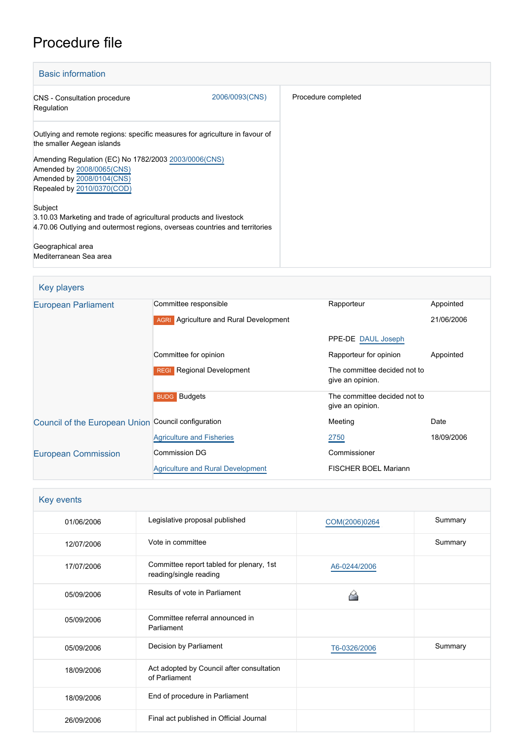# Procedure file

## Basic information

| | |
|---|---|
| CNS - Consultation procedure<br>Regulation | 2006/0093(CNS) |
| Procedure completed | |

Outlying and remote regions: specific measures for agriculture in favour of the smaller Aegean islands

Amending Regulation (EC) No 1782/2003 2003/0006(CNS)
Amended by 2008/0065(CNS)
Amended by 2008/0104(CNS)
Repealed by 2010/0370(COD)

Subject
3.10.03 Marketing and trade of agricultural products and livestock
4.70.06 Outlying and outermost regions, overseas countries and territories

Geographical area
Mediterranean Sea area

## Key players

| | | | |
|---|---|---|---|
| European Parliament | Committee responsible | Rapporteur | Appointed |
| | AGRI Agriculture and Rural Development | | 21/06/2006 |
| | | PPE-DE DAUL Joseph | |
| | Committee for opinion | Rapporteur for opinion | Appointed |
| | REGI Regional Development | The committee decided not to give an opinion. | |
| | BUDG Budgets | The committee decided not to give an opinion. | |
| Council of the European Union | Council configuration | Meeting | Date |
| | Agriculture and Fisheries | 2750 | 18/09/2006 |
| European Commission | Commission DG | Commissioner | |
| | Agriculture and Rural Development | FISCHER BOEL Mariann | |

## Key events

| | | | |
|---|---|---|---|
| 01/06/2006 | Legislative proposal published | COM(2006)0264 | Summary |
| 12/07/2006 | Vote in committee | | Summary |
| 17/07/2006 | Committee report tabled for plenary, 1st reading/single reading | A6-0244/2006 | |
| 05/09/2006 | Results of vote in Parliament | | |
| 05/09/2006 | Committee referral announced in Parliament | | |
| 05/09/2006 | Decision by Parliament | T6-0326/2006 | Summary |
| 18/09/2006 | Act adopted by Council after consultation of Parliament | | |
| 18/09/2006 | End of procedure in Parliament | | |
| 26/09/2006 | Final act published in Official Journal | | |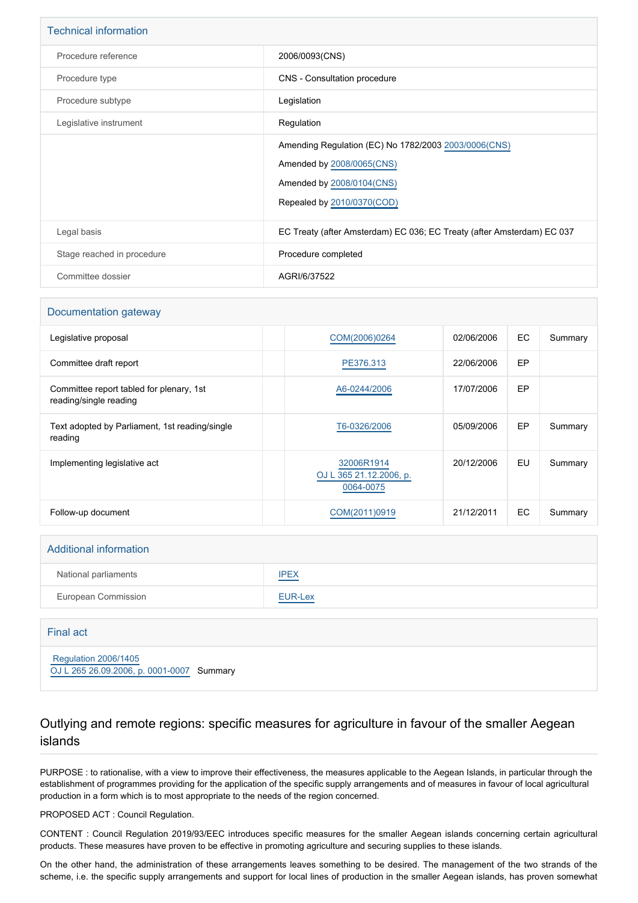## Technical information

| | |
|---|---|
| Procedure reference | 2006/0093(CNS) |
| Procedure type | CNS - Consultation procedure |
| Procedure subtype | Legislation |
| Legislative instrument | Regulation |
| | Amending Regulation (EC) No 1782/2003 2003/0006(CNS)<br>Amended by 2008/0065(CNS)<br>Amended by 2008/0104(CNS)<br>Repealed by 2010/0370(COD) |
| Legal basis | EC Treaty (after Amsterdam) EC 036; EC Treaty (after Amsterdam) EC 037 |
| Stage reached in procedure | Procedure completed |
| Committee dossier | AGRI/6/37522 |

## Documentation gateway

| | | | | | |
|---|---|---|---|---|---|
| Legislative proposal | | COM(2006)0264 | 02/06/2006 | EC | Summary |
| Committee draft report | | PE376.313 | 22/06/2006 | EP | |
| Committee report tabled for plenary, 1st reading/single reading | | A6-0244/2006 | 17/07/2006 | EP | |
| Text adopted by Parliament, 1st reading/single reading | | T6-0326/2006 | 05/09/2006 | EP | Summary |
| Implementing legislative act | | 32006R1914<br>OJ L 365 21.12.2006, p. 0064-0075 | 20/12/2006 | EU | Summary |
| Follow-up document | | COM(2011)0919 | 21/12/2011 | EC | Summary |

## Additional information

| | |
|---|---|
| National parliaments | IPEX |
| European Commission | EUR-Lex |

## Final act

Regulation 2006/1405
OJ L 265 26.09.2006, p. 0001-0007 Summary

## Outlying and remote regions: specific measures for agriculture in favour of the smaller Aegean islands

PURPOSE : to rationalise, with a view to improve their effectiveness, the measures applicable to the Aegean Islands, in particular through the establishment of programmes providing for the application of the specific supply arrangements and of measures in favour of local agricultural production in a form which is to most appropriate to the needs of the region concerned.

PROPOSED ACT : Council Regulation.

CONTENT : Council Regulation 2019/93/EEC introduces specific measures for the smaller Aegean islands concerning certain agricultural products. These measures have proven to be effective in promoting agriculture and securing supplies to these islands.

On the other hand, the administration of these arrangements leaves something to be desired. The management of the two strands of the scheme, i.e. the specific supply arrangements and support for local lines of production in the smaller Aegean islands, has proven somewhat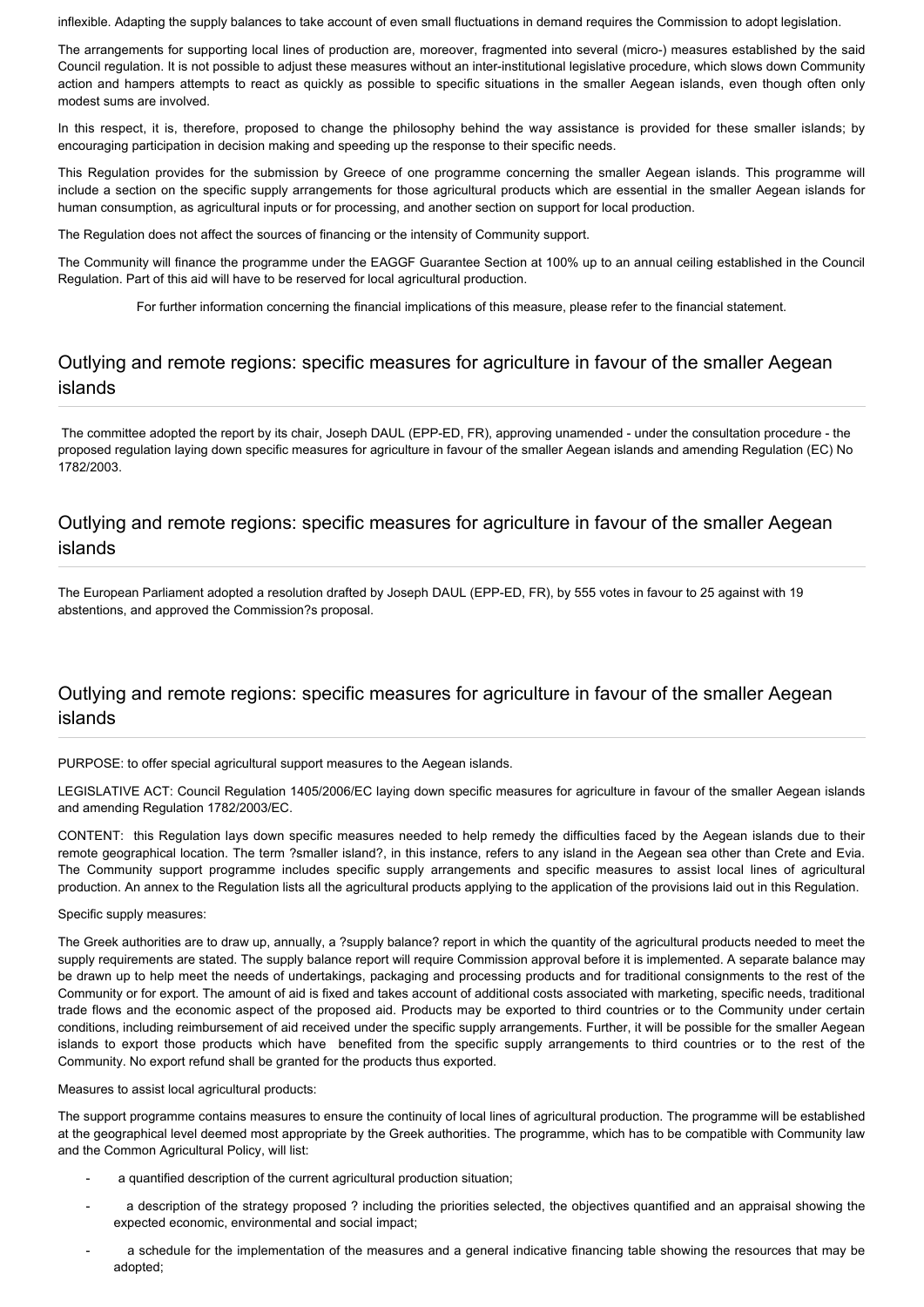inflexible. Adapting the supply balances to take account of even small fluctuations in demand requires the Commission to adopt legislation.

The arrangements for supporting local lines of production are, moreover, fragmented into several (micro-) measures established by the said Council regulation. It is not possible to adjust these measures without an inter-institutional legislative procedure, which slows down Community action and hampers attempts to react as quickly as possible to specific situations in the smaller Aegean islands, even though often only modest sums are involved.

In this respect, it is, therefore, proposed to change the philosophy behind the way assistance is provided for these smaller islands; by encouraging participation in decision making and speeding up the response to their specific needs.

This Regulation provides for the submission by Greece of one programme concerning the smaller Aegean islands. This programme will include a section on the specific supply arrangements for those agricultural products which are essential in the smaller Aegean islands for human consumption, as agricultural inputs or for processing, and another section on support for local production.

The Regulation does not affect the sources of financing or the intensity of Community support.

The Community will finance the programme under the EAGGF Guarantee Section at 100% up to an annual ceiling established in the Council Regulation. Part of this aid will have to be reserved for local agricultural production.

For further information concerning the financial implications of this measure, please refer to the financial statement.

## Outlying and remote regions: specific measures for agriculture in favour of the smaller Aegean islands

The committee adopted the report by its chair, Joseph DAUL (EPP-ED, FR), approving unamended - under the consultation procedure - the proposed regulation laying down specific measures for agriculture in favour of the smaller Aegean islands and amending Regulation (EC) No 1782/2003.

## Outlying and remote regions: specific measures for agriculture in favour of the smaller Aegean islands

The European Parliament adopted a resolution drafted by Joseph DAUL (EPP-ED, FR), by 555 votes in favour to 25 against with 19 abstentions, and approved the Commission?s proposal.

## Outlying and remote regions: specific measures for agriculture in favour of the smaller Aegean islands

PURPOSE: to offer special agricultural support measures to the Aegean islands.

LEGISLATIVE ACT: Council Regulation 1405/2006/EC laying down specific measures for agriculture in favour of the smaller Aegean islands and amending Regulation 1782/2003/EC.

CONTENT: this Regulation lays down specific measures needed to help remedy the difficulties faced by the Aegean islands due to their remote geographical location. The term ?smaller island?, in this instance, refers to any island in the Aegean sea other than Crete and Evia. The Community support programme includes specific supply arrangements and specific measures to assist local lines of agricultural production. An annex to the Regulation lists all the agricultural products applying to the application of the provisions laid out in this Regulation.

Specific supply measures:

The Greek authorities are to draw up, annually, a ?supply balance? report in which the quantity of the agricultural products needed to meet the supply requirements are stated. The supply balance report will require Commission approval before it is implemented. A separate balance may be drawn up to help meet the needs of undertakings, packaging and processing products and for traditional consignments to the rest of the Community or for export. The amount of aid is fixed and takes account of additional costs associated with marketing, specific needs, traditional trade flows and the economic aspect of the proposed aid. Products may be exported to third countries or to the Community under certain conditions, including reimbursement of aid received under the specific supply arrangements. Further, it will be possible for the smaller Aegean islands to export those products which have benefited from the specific supply arrangements to third countries or to the rest of the Community. No export refund shall be granted for the products thus exported.

Measures to assist local agricultural products:

The support programme contains measures to ensure the continuity of local lines of agricultural production. The programme will be established at the geographical level deemed most appropriate by the Greek authorities. The programme, which has to be compatible with Community law and the Common Agricultural Policy, will list:

- a quantified description of the current agricultural production situation;
- a description of the strategy proposed ? including the priorities selected, the objectives quantified and an appraisal showing the expected economic, environmental and social impact;
- a schedule for the implementation of the measures and a general indicative financing table showing the resources that may be adopted;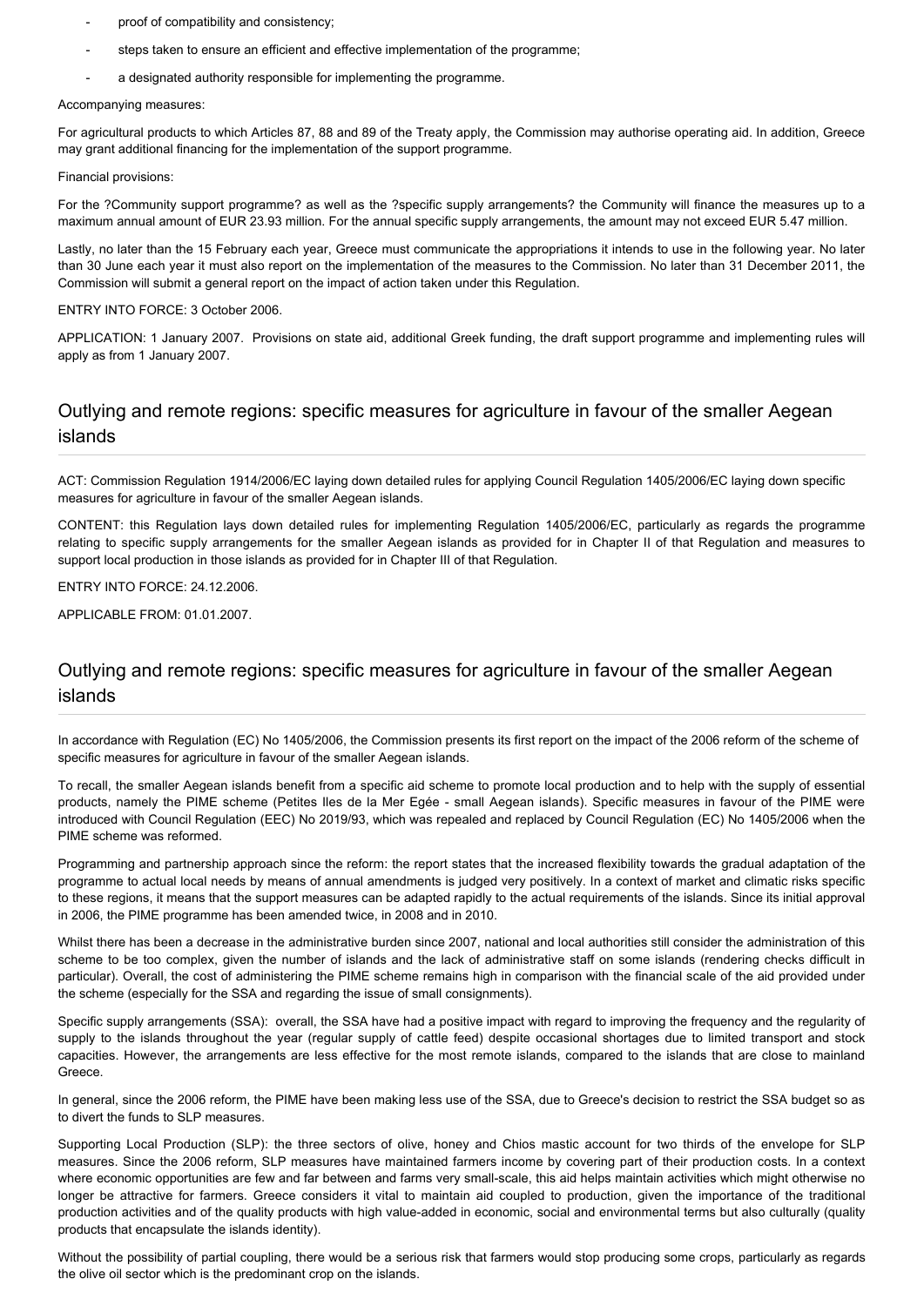- proof of compatibility and consistency;
- steps taken to ensure an efficient and effective implementation of the programme;
- a designated authority responsible for implementing the programme.

Accompanying measures:

For agricultural products to which Articles 87, 88 and 89 of the Treaty apply, the Commission may authorise operating aid. In addition, Greece may grant additional financing for the implementation of the support programme.

Financial provisions:

For the ?Community support programme? as well as the ?specific supply arrangements? the Community will finance the measures up to a maximum annual amount of EUR 23.93 million. For the annual specific supply arrangements, the amount may not exceed EUR 5.47 million.

Lastly, no later than the 15 February each year, Greece must communicate the appropriations it intends to use in the following year. No later than 30 June each year it must also report on the implementation of the measures to the Commission. No later than 31 December 2011, the Commission will submit a general report on the impact of action taken under this Regulation.

ENTRY INTO FORCE: 3 October 2006.

APPLICATION: 1 January 2007. Provisions on state aid, additional Greek funding, the draft support programme and implementing rules will apply as from 1 January 2007.

## Outlying and remote regions: specific measures for agriculture in favour of the smaller Aegean islands

ACT: Commission Regulation 1914/2006/EC laying down detailed rules for applying Council Regulation 1405/2006/EC laying down specific measures for agriculture in favour of the smaller Aegean islands.

CONTENT: this Regulation lays down detailed rules for implementing Regulation 1405/2006/EC, particularly as regards the programme relating to specific supply arrangements for the smaller Aegean islands as provided for in Chapter II of that Regulation and measures to support local production in those islands as provided for in Chapter III of that Regulation.

ENTRY INTO FORCE: 24.12.2006.

APPLICABLE FROM: 01.01.2007.

## Outlying and remote regions: specific measures for agriculture in favour of the smaller Aegean islands

In accordance with Regulation (EC) No 1405/2006, the Commission presents its first report on the impact of the 2006 reform of the scheme of specific measures for agriculture in favour of the smaller Aegean islands.

To recall, the smaller Aegean islands benefit from a specific aid scheme to promote local production and to help with the supply of essential products, namely the PIME scheme (Petites Iles de la Mer Egée - small Aegean islands). Specific measures in favour of the PIME were introduced with Council Regulation (EEC) No 2019/93, which was repealed and replaced by Council Regulation (EC) No 1405/2006 when the PIME scheme was reformed.

Programming and partnership approach since the reform: the report states that the increased flexibility towards the gradual adaptation of the programme to actual local needs by means of annual amendments is judged very positively. In a context of market and climatic risks specific to these regions, it means that the support measures can be adapted rapidly to the actual requirements of the islands. Since its initial approval in 2006, the PIME programme has been amended twice, in 2008 and in 2010.

Whilst there has been a decrease in the administrative burden since 2007, national and local authorities still consider the administration of this scheme to be too complex, given the number of islands and the lack of administrative staff on some islands (rendering checks difficult in particular). Overall, the cost of administering the PIME scheme remains high in comparison with the financial scale of the aid provided under the scheme (especially for the SSA and regarding the issue of small consignments).

Specific supply arrangements (SSA): overall, the SSA have had a positive impact with regard to improving the frequency and the regularity of supply to the islands throughout the year (regular supply of cattle feed) despite occasional shortages due to limited transport and stock capacities. However, the arrangements are less effective for the most remote islands, compared to the islands that are close to mainland Greece.

In general, since the 2006 reform, the PIME have been making less use of the SSA, due to Greece's decision to restrict the SSA budget so as to divert the funds to SLP measures.

Supporting Local Production (SLP): the three sectors of olive, honey and Chios mastic account for two thirds of the envelope for SLP measures. Since the 2006 reform, SLP measures have maintained farmers income by covering part of their production costs. In a context where economic opportunities are few and far between and farms very small-scale, this aid helps maintain activities which might otherwise no longer be attractive for farmers. Greece considers it vital to maintain aid coupled to production, given the importance of the traditional production activities and of the quality products with high value-added in economic, social and environmental terms but also culturally (quality products that encapsulate the islands identity).

Without the possibility of partial coupling, there would be a serious risk that farmers would stop producing some crops, particularly as regards the olive oil sector which is the predominant crop on the islands.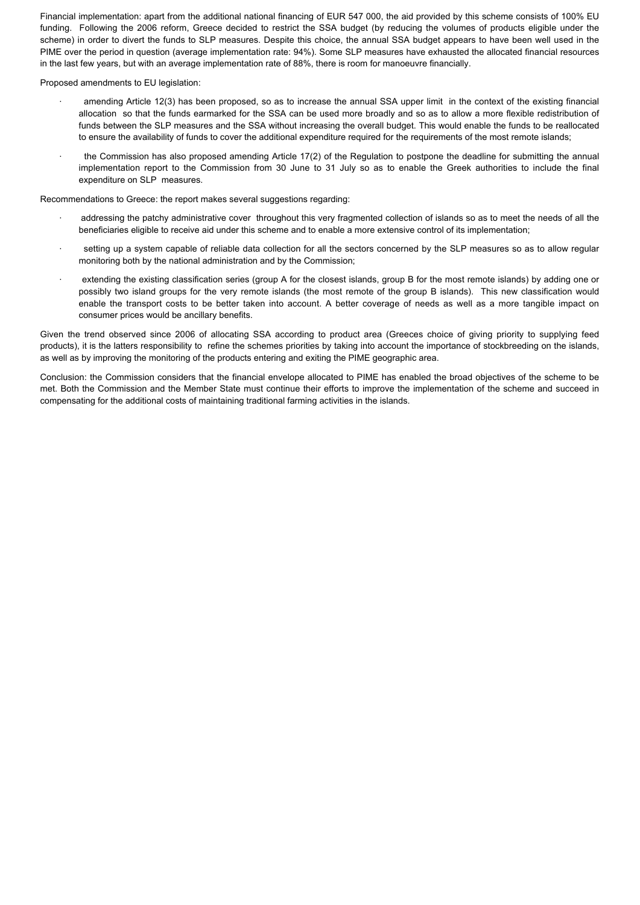Financial implementation: apart from the additional national financing of EUR 547 000, the aid provided by this scheme consists of 100% EU funding. Following the 2006 reform, Greece decided to restrict the SSA budget (by reducing the volumes of products eligible under the scheme) in order to divert the funds to SLP measures. Despite this choice, the annual SSA budget appears to have been well used in the PIME over the period in question (average implementation rate: 94%). Some SLP measures have exhausted the allocated financial resources in the last few years, but with an average implementation rate of 88%, there is room for manoeuvre financially.

Proposed amendments to EU legislation:

- amending Article 12(3) has been proposed, so as to increase the annual SSA upper limit in the context of the existing financial allocation so that the funds earmarked for the SSA can be used more broadly and so as to allow a more flexible redistribution of funds between the SLP measures and the SSA without increasing the overall budget. This would enable the funds to be reallocated to ensure the availability of funds to cover the additional expenditure required for the requirements of the most remote islands;
- the Commission has also proposed amending Article 17(2) of the Regulation to postpone the deadline for submitting the annual implementation report to the Commission from 30 June to 31 July so as to enable the Greek authorities to include the final expenditure on SLP measures.

Recommendations to Greece: the report makes several suggestions regarding:

- addressing the patchy administrative cover throughout this very fragmented collection of islands so as to meet the needs of all the beneficiaries eligible to receive aid under this scheme and to enable a more extensive control of its implementation;
- setting up a system capable of reliable data collection for all the sectors concerned by the SLP measures so as to allow regular monitoring both by the national administration and by the Commission;
- extending the existing classification series (group A for the closest islands, group B for the most remote islands) by adding one or possibly two island groups for the very remote islands (the most remote of the group B islands). This new classification would enable the transport costs to be better taken into account. A better coverage of needs as well as a more tangible impact on consumer prices would be ancillary benefits.

Given the trend observed since 2006 of allocating SSA according to product area (Greeces choice of giving priority to supplying feed products), it is the latters responsibility to refine the schemes priorities by taking into account the importance of stockbreeding on the islands, as well as by improving the monitoring of the products entering and exiting the PIME geographic area.

Conclusion: the Commission considers that the financial envelope allocated to PIME has enabled the broad objectives of the scheme to be met. Both the Commission and the Member State must continue their efforts to improve the implementation of the scheme and succeed in compensating for the additional costs of maintaining traditional farming activities in the islands.